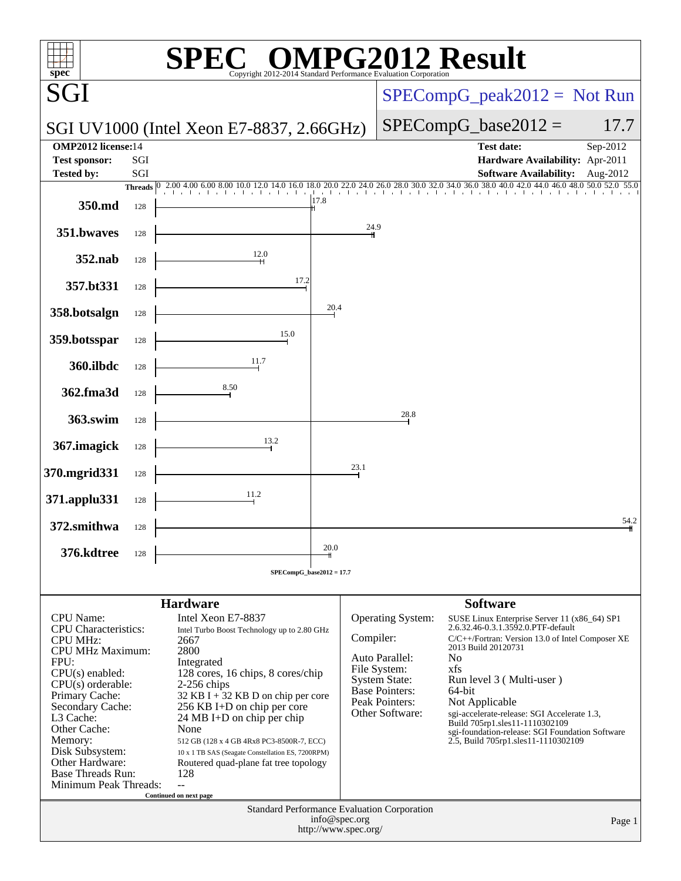# SPEC OMPG2012 Result

Copyright 2012-2014 Standard Performance Evaluation Corporation

## SGI

SGI UV1000 (Intel Xeon E7-8837, 2.66GHz)

SPECompG_peak2012 = Not Run

SPECompG_base2012 = 17.7

| | | | |
|---|---|---|---|
| **OMP2012 license:** 14 | | **Test date:** | Sep-2012 |
| **Test sponsor:** | SGI | **Hardware Availability:** | Apr-2011 |
| **Tested by:** | SGI | **Software Availability:** | Aug-2012 |

| Benchmark | Threads | Base Ratio |
|---|---|---|
| 350.md | 128 | 17.8 |
| 351.bwaves | 128 | 24.9 |
| 352.nab | 128 | 12.0 |
| 357.bt331 | 128 | 17.2 |
| 358.botsalgn | 128 | 20.4 |
| 359.botsspar | 128 | 15.0 |
| 360.ilbdc | 128 | 11.7 |
| 362.fma3d | 128 | 8.50 |
| 363.swim | 128 | 28.8 |
| 367.imagick | 128 | 13.2 |
| 370.mgrid331 | 128 | 23.1 |
| 371.applu331 | 128 | 11.2 |
| 372.smithwa | 128 | 54.2 |
| 376.kdtree | 128 | 20.0 |

SPECompG_base2012 = 17.7

### Hardware

| | |
|---|---|
| CPU Name: | Intel Xeon E7-8837 |
| CPU Characteristics: | Intel Turbo Boost Technology up to 2.80 GHz |
| CPU MHz: | 2667 |
| CPU MHz Maximum: | 2800 |
| FPU: | Integrated |
| CPU(s) enabled: | 128 cores, 16 chips, 8 cores/chip |
| CPU(s) orderable: | 2-256 chips |
| Primary Cache: | 32 KB I + 32 KB D on chip per core |
| Secondary Cache: | 256 KB I+D on chip per core |
| L3 Cache: | 24 MB I+D on chip per chip |
| Other Cache: | None |
| Memory: | 512 GB (128 x 4 GB 4Rx8 PC3-8500R-7, ECC) |
| Disk Subsystem: | 10 x 1 TB SAS (Seagate Constellation ES, 7200RPM) |
| Other Hardware: | Routered quad-plane fat tree topology |
| Base Threads Run: | 128 |
| Minimum Peak Threads: | -- |

Continued on next page

### Software

| | |
|---|---|
| Operating System: | SUSE Linux Enterprise Server 11 (x86_64) SP1 2.6.32.46-0.3.1.3592.0.PTF-default |
| Compiler: | C/C++/Fortran: Version 13.0 of Intel Composer XE 2013 Build 20120731 |
| Auto Parallel: | No |
| File System: | xfs |
| System State: | Run level 3 ( Multi-user ) |
| Base Pointers: | 64-bit |
| Peak Pointers: | Not Applicable |
| Other Software: | sgi-accelerate-release: SGI Accelerate 1.3, Build 705rp1.sles11-1110302109 sgi-foundation-release: SGI Foundation Software 2.5, Build 705rp1.sles11-1110302109 |

Standard Performance Evaluation Corporation
info@spec.org
http://www.spec.org/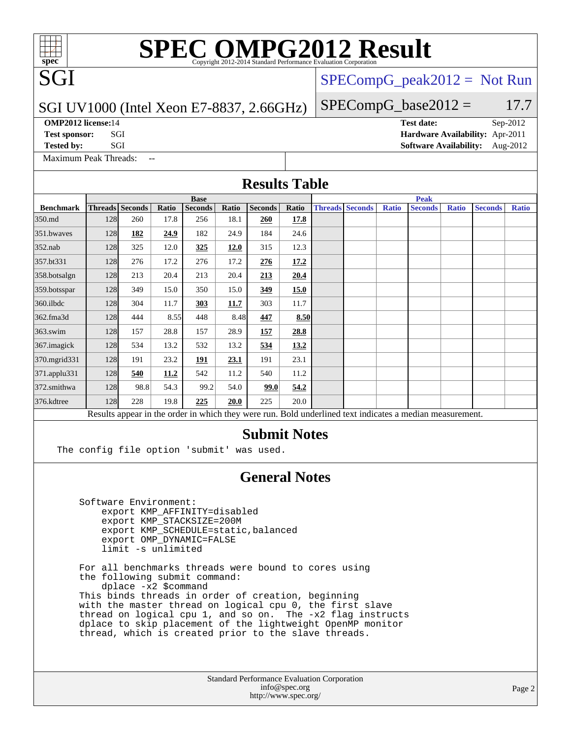# SPEC OMPG2012 Result

Copyright 2012-2014 Standard Performance Evaluation Corporation

## SGI

SGI UV1000 (Intel Xeon E7-8837, 2.66GHz)

SPECompG_peak2012 = Not Run

SPECompG_base2012 = 17.7

**OMP2012 license:** 14
**Test sponsor:** SGI
**Tested by:** SGI

**Test date:** Sep-2012
**Hardware Availability:** Apr-2011
**Software Availability:** Aug-2012

Maximum Peak Threads: --

## Results Table

| | Base | | | | | | | Peak | | | | | | |
|---|---|---|---|---|---|---|---|---|---|---|---|---|---|---|
| **Benchmark** | **Threads** | **Seconds** | **Ratio** | **Seconds** | **Ratio** | **Seconds** | **Ratio** | **Threads** | **Seconds** | **Ratio** | **Seconds** | **Ratio** | **Seconds** | **Ratio** |
| 350.md | 128 | 260 | 17.8 | 256 | 18.1 | **260** | **17.8** | | | | | | | |
| 351.bwaves | 128 | **182** | **24.9** | 182 | 24.9 | 184 | 24.6 | | | | | | | |
| 352.nab | 128 | 325 | 12.0 | **325** | **12.0** | 315 | 12.3 | | | | | | | |
| 357.bt331 | 128 | 276 | 17.2 | 276 | 17.2 | **276** | **17.2** | | | | | | | |
| 358.botsalgn | 128 | 213 | 20.4 | 213 | 20.4 | **213** | **20.4** | | | | | | | |
| 359.botsspar | 128 | 349 | 15.0 | 350 | 15.0 | **349** | **15.0** | | | | | | | |
| 360.ilbdc | 128 | 304 | 11.7 | **303** | **11.7** | 303 | 11.7 | | | | | | | |
| 362.fma3d | 128 | 444 | 8.55 | 448 | 8.48 | **447** | **8.50** | | | | | | | |
| 363.swim | 128 | 157 | 28.8 | 157 | 28.9 | **157** | **28.8** | | | | | | | |
| 367.imagick | 128 | 534 | 13.2 | 532 | 13.2 | **534** | **13.2** | | | | | | | |
| 370.mgrid331 | 128 | 191 | 23.2 | **191** | **23.1** | 191 | 23.1 | | | | | | | |
| 371.applu331 | 128 | **540** | **11.2** | 542 | 11.2 | 540 | 11.2 | | | | | | | |
| 372.smithwa | 128 | 98.8 | 54.3 | 99.2 | 54.0 | **99.0** | **54.2** | | | | | | | |
| 376.kdtree | 128 | 228 | 19.8 | **225** | **20.0** | 225 | 20.0 | | | | | | | |

Results appear in the order in which they were run. Bold underlined text indicates a median measurement.

## Submit Notes

```
The config file option 'submit' was used.
```

## General Notes

```
Software Environment:
    export KMP_AFFINITY=disabled
    export KMP_STACKSIZE=200M
    export KMP_SCHEDULE=static,balanced
    export OMP_DYNAMIC=FALSE
    limit -s unlimited

For all benchmarks threads were bound to cores using
the following submit command:
    dplace -x2 $command
This binds threads in order of creation, beginning
with the master thread on logical cpu 0, the first slave
thread on logical cpu 1, and so on.  The -x2 flag instructs
dplace to skip placement of the lightweight OpenMP monitor
thread, which is created prior to the slave threads.
```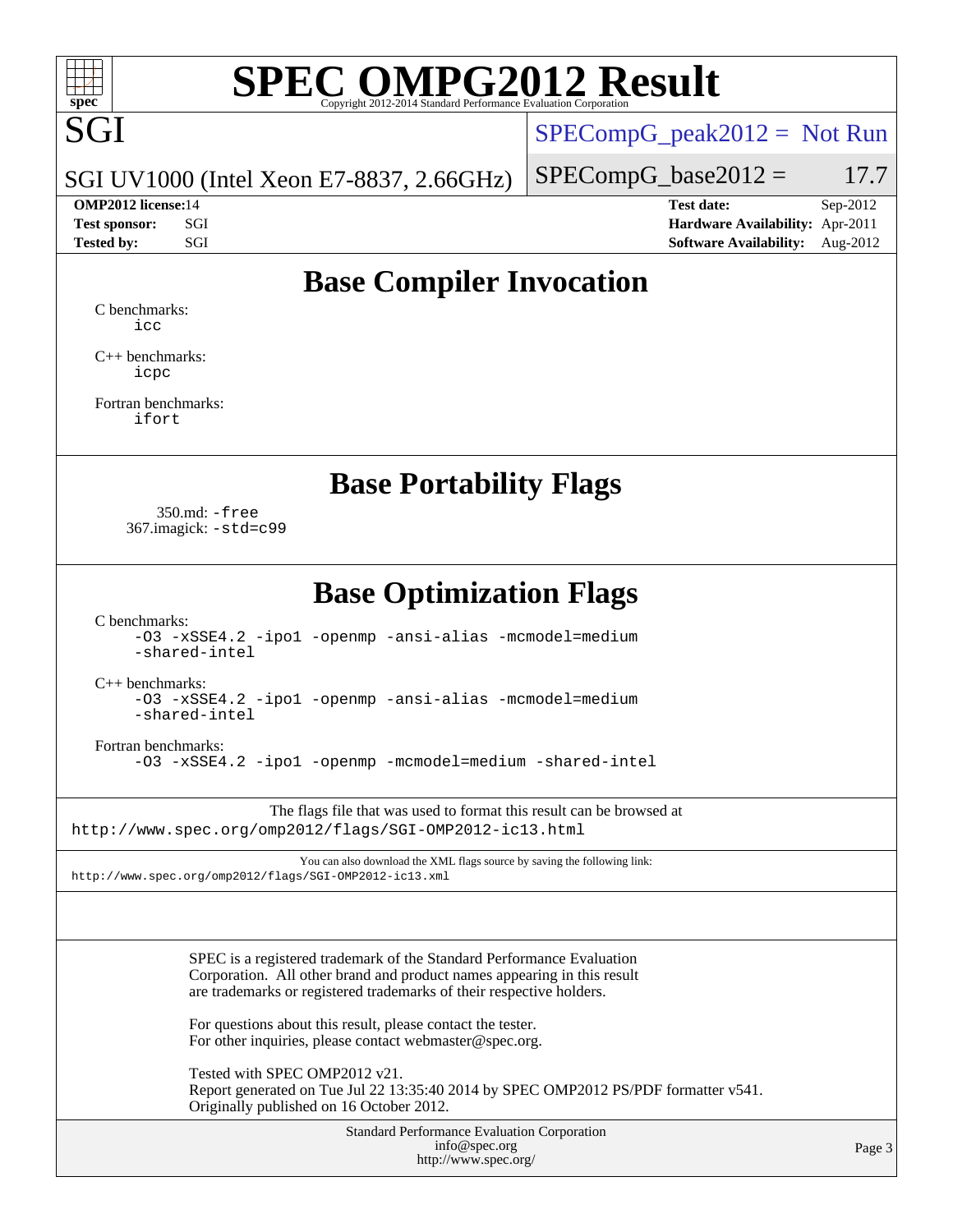# SPEC OMPG2012 Result

Copyright 2012-2014 Standard Performance Evaluation Corporation

SGI

SGI UV1000 (Intel Xeon E7-8837, 2.66GHz)

SPECompG_peak2012 = Not Run

SPECompG_base2012 = 17.7

| | | | |
|---|---|---|---|
| **OMP2012 license:** | 14 | **Test date:** | Sep-2012 |
| **Test sponsor:** | SGI | **Hardware Availability:** | Apr-2011 |
| **Tested by:** | SGI | **Software Availability:** | Aug-2012 |

## Base Compiler Invocation

C benchmarks:
`icc`

C++ benchmarks:
`icpc`

Fortran benchmarks:
`ifort`

## Base Portability Flags

350.md: `-free`
367.imagick: `-std=c99`

## Base Optimization Flags

C benchmarks:
`-O3 -xSSE4.2 -ipo1 -openmp -ansi-alias -mcmodel=medium -shared-intel`

C++ benchmarks:
`-O3 -xSSE4.2 -ipo1 -openmp -ansi-alias -mcmodel=medium -shared-intel`

Fortran benchmarks:
`-O3 -xSSE4.2 -ipo1 -openmp -mcmodel=medium -shared-intel`

The flags file that was used to format this result can be browsed at
http://www.spec.org/omp2012/flags/SGI-OMP2012-ic13.html

You can also download the XML flags source by saving the following link:
http://www.spec.org/omp2012/flags/SGI-OMP2012-ic13.xml

SPEC is a registered trademark of the Standard Performance Evaluation Corporation. All other brand and product names appearing in this result are trademarks or registered trademarks of their respective holders.

For questions about this result, please contact the tester.
For other inquiries, please contact webmaster@spec.org.

Tested with SPEC OMP2012 v21.
Report generated on Tue Jul 22 13:35:40 2014 by SPEC OMP2012 PS/PDF formatter v541.
Originally published on 16 October 2012.

Standard Performance Evaluation Corporation
info@spec.org
http://www.spec.org/